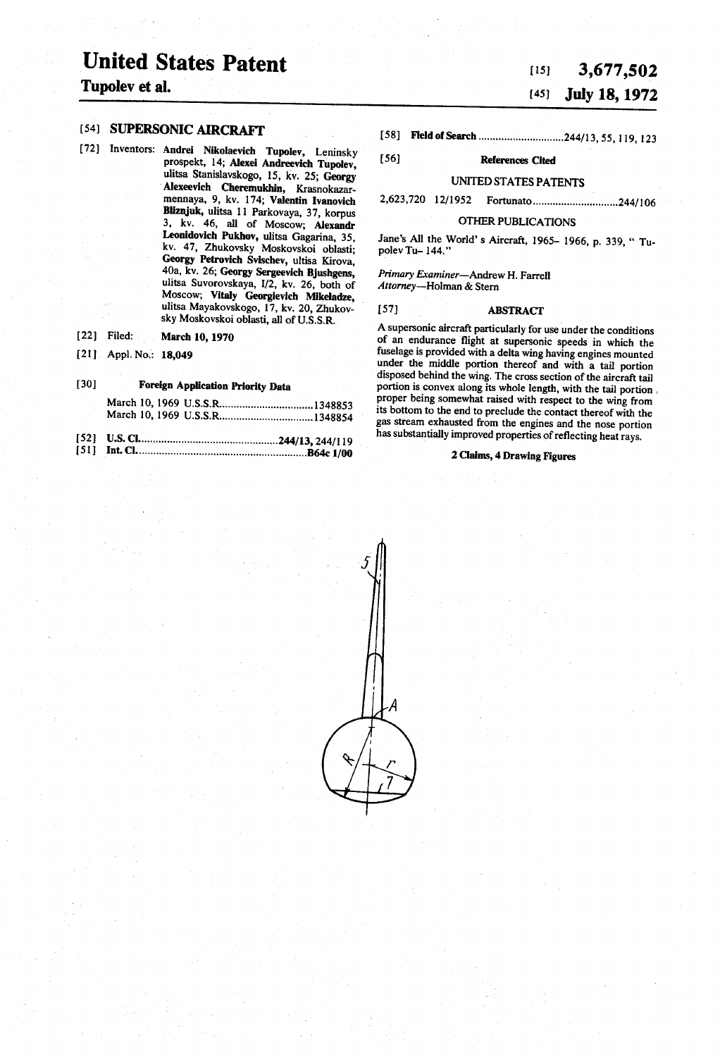# United States Patent

**Tupolev et al.**

[15] **3,677,502**

[45] **July 18, 1972**

[54] **SUPERSONIC AIRCRAFT**

[72] Inventors: **Andrei Nikolaevich Tupolev**, Leninsky prospekt, 14; **Alexei Andreevich Tupolev**, ulitsa Stanislavskogo, 15, kv. 25; **Georgy Alexeevich Cheremukhin**, Krasnokazarmennaya, 9, kv. 174; **Valentin Ivanovich Bliznjuk**, ulitsa 11 Parkovaya, 37, korpus 3, kv. 46, all of Moscow; **Alexandr Leonidovich Pukhov**, ulitsa Gagarina, 35, kv. 47, Zhukovsky Moskovskoi oblasti; **Georgy Petrovich Svischev**, ultisa Kirova, 40a, kv. 26; **Georgy Sergeevich Bjushgens**, ulitsa Suvorovskaya, 1/2, kv. 26, both of Moscow; **Vitaly Georgievich Mikeladze**, ulitsa Mayakovskogo, 17, kv. 20, Zhukovsky Moskovskoi oblasti, all of U.S.S.R.

[22] Filed: **March 10, 1970**

[21] Appl. No.: **18,049**

[30] **Foreign Application Priority Data**

March 10, 1969 U.S.S.R. ....................... 1348853
March 10, 1969 U.S.S.R. ....................... 1348854

[52] U.S. Cl. ....................... **244/13**, 244/119

[51] Int. Cl. ....................... **B64c 1/00**

[58] **Field of Search** ....................... 244/13, 55, 119, 123

[56] **References Cited**

UNITED STATES PATENTS

2,623,720 12/1952 Fortunato ....................... 244/106

OTHER PUBLICATIONS

Jane's All the World's Aircraft, 1965–1966, p. 339, "Tupolev Tu-144."

*Primary Examiner*—Andrew H. Farrell
*Attorney*—Holman & Stern

[57] **ABSTRACT**

A supersonic aircraft particularly for use under the conditions of an endurance flight at supersonic speeds in which the fuselage is provided with a delta wing having engines mounted under the middle portion thereof and with a tail portion disposed behind the wing. The cross section of the aircraft tail portion is convex along its whole length, with the tail portion proper being somewhat raised with respect to the wing from its bottom to the end to preclude the contact thereof with the gas stream exhausted from the engines and the nose portion has substantially improved properties of reflecting heat rays.

**2 Claims, 4 Drawing Figures**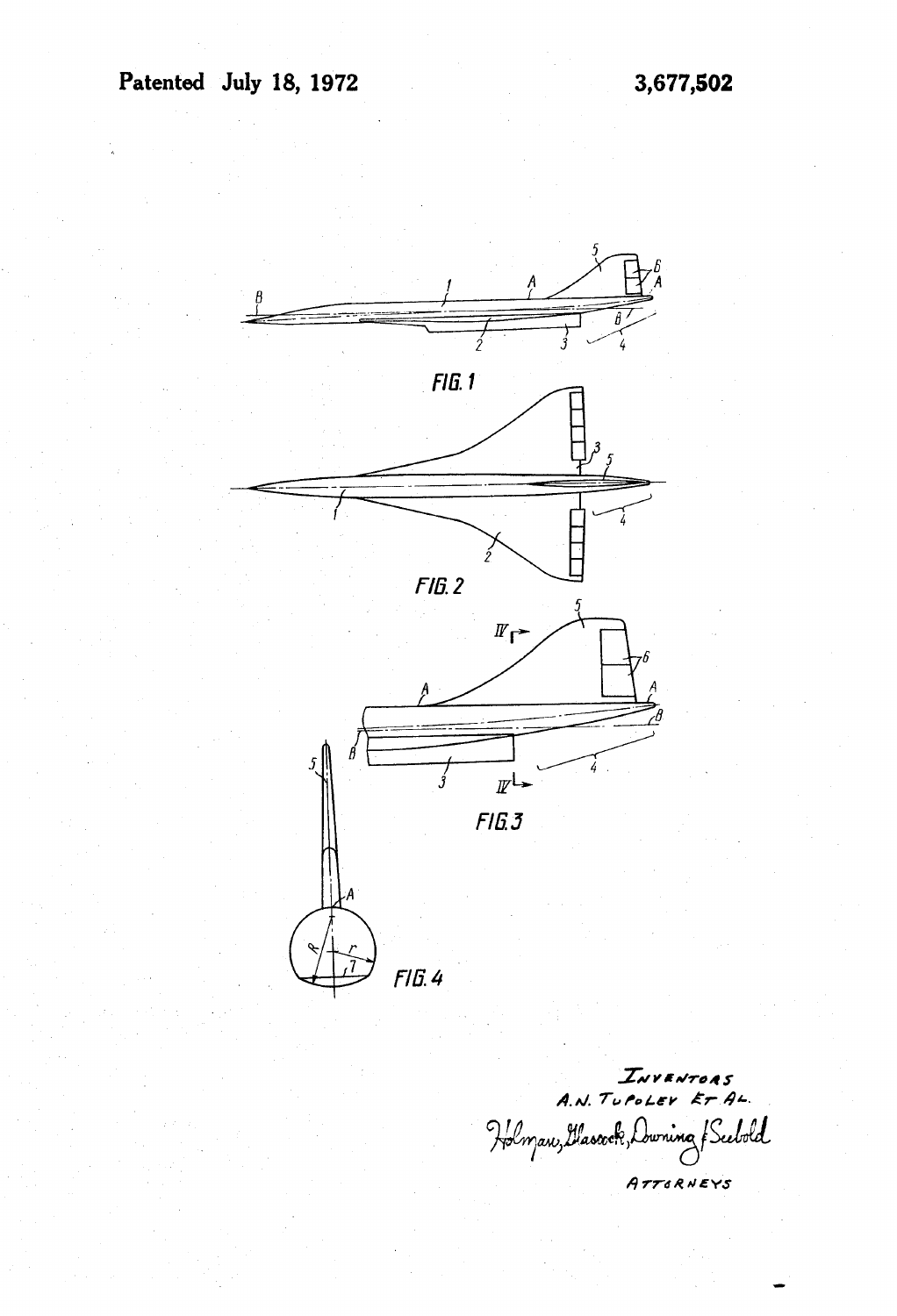Patented July 18, 1972

3,677,502

FIG. 1

FIG. 2

FIG. 3

FIG. 4

INVENTORS
A.N. TUPOLEV ET AL.

Holman, Glascock, Downing & Seebold

ATTORNEYS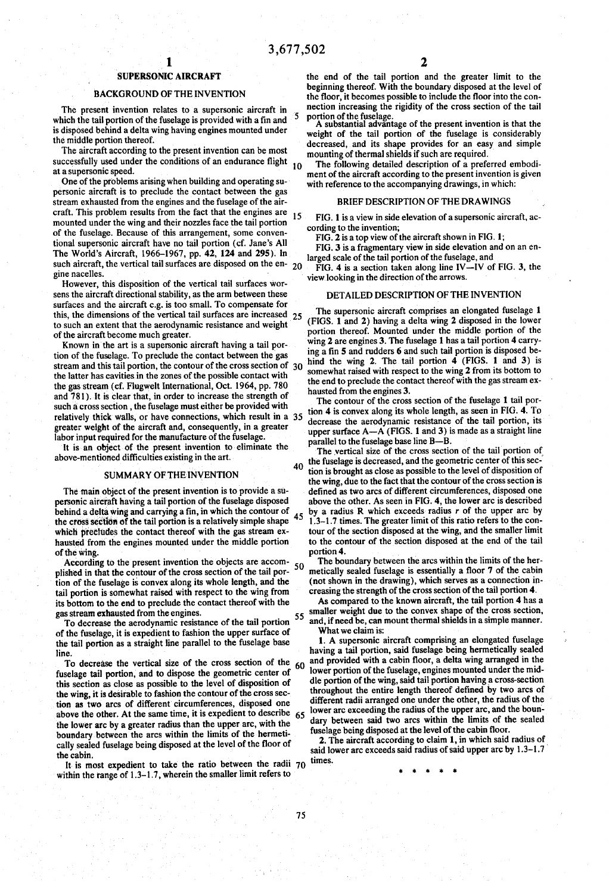# SUPERSONIC AIRCRAFT

## BACKGROUND OF THE INVENTION

The present invention relates to a supersonic aircraft in which the tail portion of the fuselage is provided with a fin and is disposed behind a delta wing having engines mounted under the middle portion thereof.

The aircraft according to the present invention can be most successfully used under the conditions of an endurance flight at a supersonic speed.

One of the problems arising when building and operating supersonic aircraft is to preclude the contact between the gas stream exhausted from the engines and the fuselage of the aircraft. This problem results from the fact that the engines are mounted under the wing and their nozzles face the tail portion of the fuselage. Because of this arrangement, some conventional supersonic aircraft have no tail portion (cf. Jane's All The World's Aircraft, 1966–1967, pp. 42, 124 and 295). In such aircraft, the vertical tail surfaces are disposed on the engine nacelles.

However, this disposition of the vertical tail surfaces worsens the aircraft directional stability, as the arm between these surfaces and the aircraft c.g. is too small. To compensate for this, the dimensions of the vertical tail surfaces are increased to such an extent that the aerodynamic resistance and weight of the aircraft become much greater.

Known in the art is a supersonic aircraft having a tail portion of the fuselage. To preclude the contact between the gas stream and this tail portion, the contour of the cross section of the latter has cavities in the zones of the possible contact with the gas stream (cf. Flugwelt International, Oct. 1964, pp. 780 and 781). It is clear that, in order to increase the strength of such a cross section, the fuselage must either be provided with relatively thick walls, or have connections, which result in a greater weight of the aircraft and, consequently, in a greater labor input required for the manufacture of the fuselage.

It is an object of the present invention to eliminate the above-mentioned difficulties existing in the art.

## SUMMARY OF THE INVENTION

The main object of the present invention is to provide a supersonic aircraft having a tail portion of the fuselage disposed behind a delta wing and carrying a fin, in which the contour of the cross section of the tail portion is a relatively simple shape which precludes the contact thereof with the gas stream exhausted from the engines mounted under the middle portion of the wing.

According to the present invention the objects are accomplished in that the contour of the cross section of the tail portion of the fuselage is convex along its whole length, and the tail portion is somewhat raised with respect to the wing from its bottom to the end to preclude the contact thereof with the gas stream exhausted from the engines.

To decrease the aerodynamic resistance of the tail portion of the fuselage, it is expedient to fashion the upper surface of the tail portion as a straight line parallel to the fuselage base line.

To decrease the vertical size of the cross section of the fuselage tail portion, and to dispose the geometric center of this section as close as possible to the level of disposition of the wing, it is desirable to fashion the contour of the cross section as two arcs of different circumferences, disposed one above the other. At the same time, it is expedient to describe the lower arc by a greater radius than the upper arc, with the boundary between the arcs within the limits of the hermetically sealed fuselage being disposed at the level of the floor of the cabin.

It is most expedient to take the ratio between the radii within the range of 1.3–1.7, wherein the smaller limit refers to the end of the tail portion and the greater limit to the beginning thereof. With the boundary disposed at the level of the floor, it becomes possible to include the floor into the connection increasing the rigidity of the cross section of the tail portion of the fuselage.

A substantial advantage of the present invention is that the weight of the tail portion of the fuselage is considerably decreased, and its shape provides for an easy and simple mounting of thermal shields if such are required.

The following detailed description of a preferred embodiment of the aircraft according to the present invention is given with reference to the accompanying drawings, in which:

## BRIEF DESCRIPTION OF THE DRAWINGS

FIG. 1 is a view in side elevation of a supersonic aircraft, according to the invention;

FIG. 2 is a top view of the aircraft shown in FIG. 1;

FIG. 3 is a fragmentary view in side elevation and on an enlarged scale of the tail portion of the fuselage, and

FIG. 4 is a section taken along line IV—IV of FIG. 3, the view looking in the direction of the arrows.

## DETAILED DESCRIPTION OF THE INVENTION

The supersonic aircraft comprises an elongated fuselage 1 (FIGS. 1 and 2) having a delta wing 2 disposed in the lower portion thereof. Mounted under the middle portion of the wing 2 are engines 3. The fuselage 1 has a tail portion 4 carrying a fin 5 and rudders 6 and such tail portion is disposed behind the wing 2. The tail portion 4 (FIGS. 1 and 3) is somewhat raised with respect to the wing 2 from its bottom to the end to preclude the contact thereof with the gas stream exhausted from the engines 3.

The contour of the cross section of the fuselage 1 tail portion 4 is convex along its whole length, as seen in FIG. 4. To decrease the aerodynamic resistance of the tail portion, its upper surface A—A (FIGS. 1 and 3) is made as a straight line parallel to the fuselage base line B—B.

The vertical size of the cross section of the tail portion of the fuselage is decreased, and the geometric center of this section is brought as close as possible to the level of disposition of the wing, due to the fact that the contour of the cross section is defined as two arcs of different circumferences, disposed one above the other. As seen in FIG. 4, the lower arc is described by a radius R which exceeds radius r of the upper arc by 1.3–1.7 times. The greater limit of this ratio refers to the contour of the section disposed at the wing, and the smaller limit to the contour of the section disposed at the end of the tail portion 4.

The boundary between the arcs within the limits of the hermetically sealed fuselage is essentially a floor 7 of the cabin (not shown in the drawing), which serves as a connection increasing the strength of the cross section of the tail portion 4.

As compared to the known aircraft, the tail portion 4 has a smaller weight due to the convex shape of the cross section, and, if need be, can mount thermal shields in a simple manner.

What we claim is:

1. A supersonic aircraft comprising an elongated fuselage having a tail portion, said fuselage being hermetically sealed and provided with a cabin floor, a delta wing arranged in the lower portion of the fuselage, engines mounted under the middle portion of the wing, said tail portion having a cross-section throughout the entire length thereof defined by two arcs of different radii arranged one under the other, the radius of the lower arc exceeding the radius of the upper arc, and the boundary between said two arcs within the limits of the sealed fuselage being disposed at the level of the cabin floor.

2. The aircraft according to claim 1, in which said radius of said lower arc exceeds said radius of said upper arc by 1.3–1.7 times.

\* \* \* \* \*